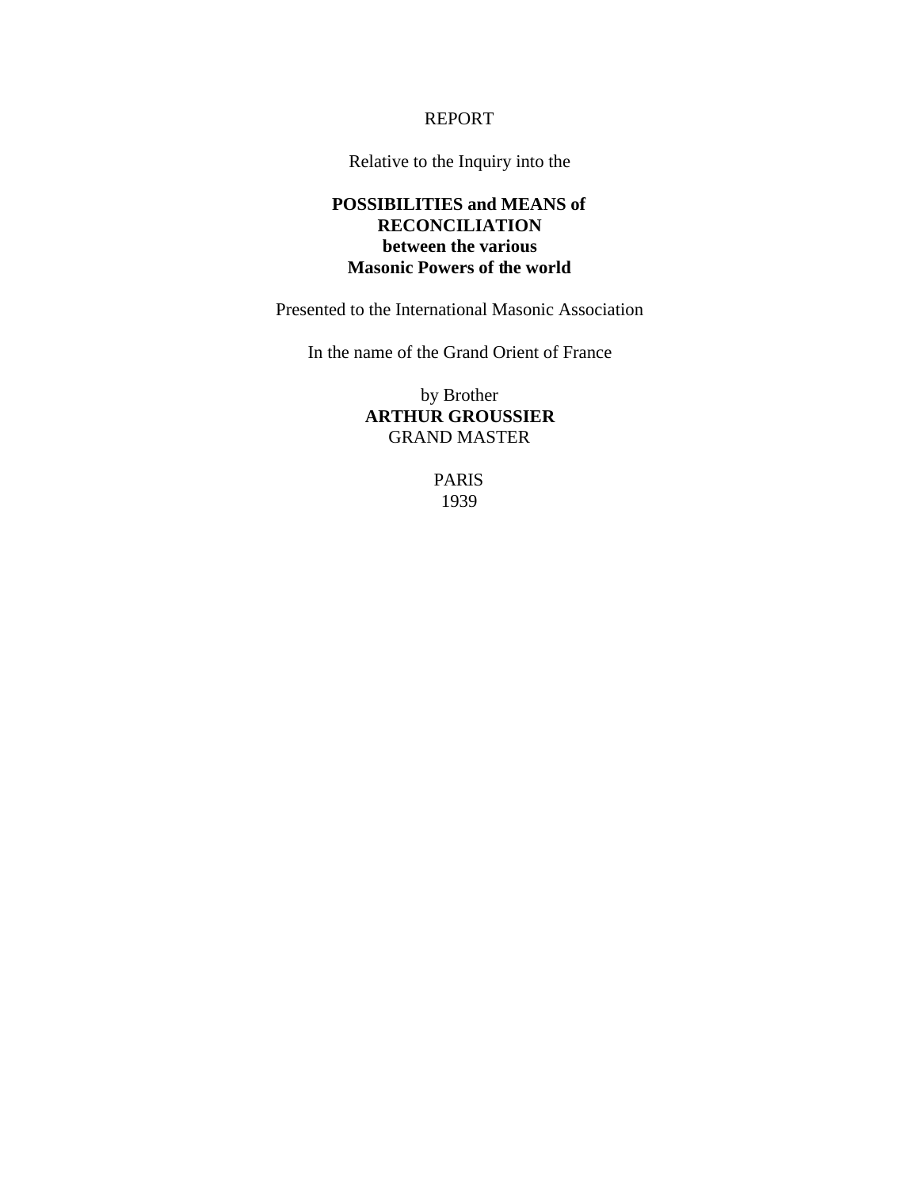REPORT

Relative to the Inquiry into the

**POSSIBILITIES and MEANS of RECONCILIATION between the various Masonic Powers of the world**

Presented to the International Masonic Association

In the name of the Grand Orient of France

by Brother
**ARTHUR GROUSSIER**
GRAND MASTER

PARIS
1939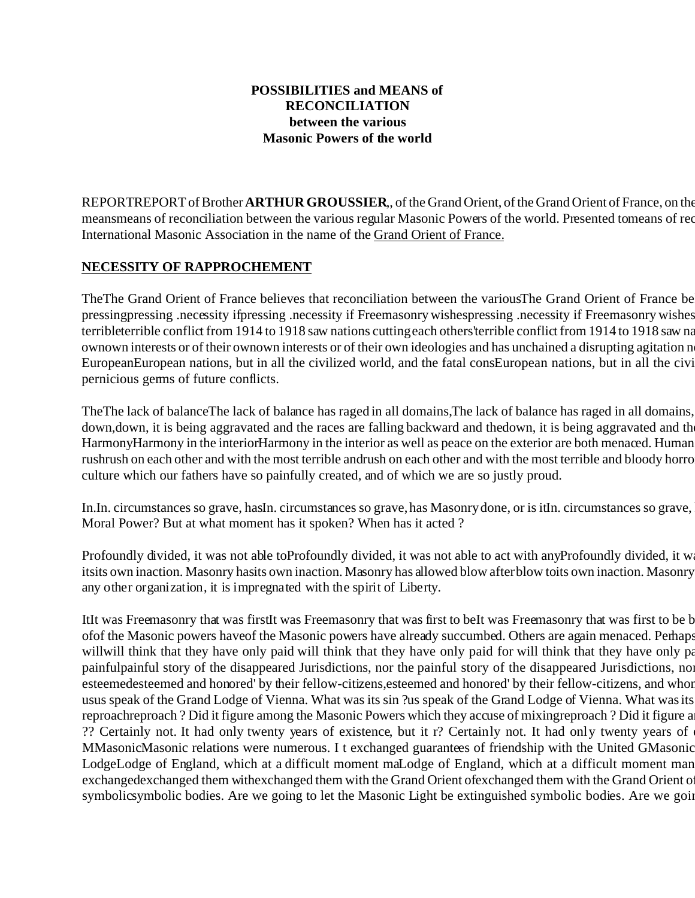**POSSIBILITIES and MEANS of**
**RECONCILIATION**
**between the various**
**Masonic Powers of the world**

REPORTREPORT of Brother **ARTHUR GROUSSIER**,, of the Grand Orient, of the Grand Orient of France, on the meansmeans of reconciliation between the various regular Masonic Powers of the world. Presented tomeans of rec International Masonic Association in the name of the Grand Orient of France.

## NECESSITY OF RAPPROCHEMENT

TheThe Grand Orient of France believes that reconciliation between the variousThe Grand Orient of France be pressingpressing .necessity ifpressing .necessity if Freemasonry wishespressing .necessity if Freemasonry wishes terribleterrible conflict from 1914 to 1918 saw nations cutting each others'terrible conflict from 1914 to 1918 saw na ownown interests or of their ownown interests or of their own ideologies and has unchained a disrupting agitation n EuropeanEuropean nations, but in all the civilized world, and the fatal consEuropean nations, but in all the civi pernicious germs of future conflicts.

TheThe lack of balanceThe lack of balance has raged in all domains,The lack of balance has raged in all domains, down,down, it is being aggravated and the races are falling backward and thedown, it is being aggravated and th HarmonyHarmony in the interiorHarmony in the interior as well as peace on the exterior are both menaced. Human rushrush on each other and with the most terrible andrush on each other and with the most terrible and bloody horro culture which our fathers have so painfully created, and of which we are so justly proud.

In.In. circumstances so grave, hasIn. circumstances so grave, has Masonry done, or is itIn. circumstances so grave, Moral Power? But at what moment has it spoken? When has it acted ?

Profoundly divided, it was not able toProfoundly divided, it was not able to act with anyProfoundly divided, it wa itsits own inaction. Masonry hasits own inaction. Masonry has allowed blow after blow toits own inaction. Masonry any other organization, it is impregnated with the spirit of Liberty.

ItIt was Freemasonry that was firstIt was Freemasonry that was first to beIt was Freemasonry that was first to be b ofof the Masonic powers haveof the Masonic powers have already succumbed. Others are again menaced. Perhaps willwill think that they have only paid will think that they have only paid for will think that they have only pa painfulpainful story of the disappeared Jurisdictions, nor the painful story of the disappeared Jurisdictions, nor esteemedesteemed and honored' by their fellow-citizens,esteemed and honored' by their fellow-citizens, and whom usus speak of the Grand Lodge of Vienna. What was its sin ?us speak of the Grand Lodge of Vienna. What was its reproachreproach ? Did it figure among the Masonic Powers which they accuse of mixingreproach ? Did it figure a ?? Certainly not. It had only twenty years of existence, but it r? Certainly not. It had only twenty years of MMasonicMasonic relations were numerous. I t exchanged guarantees of friendship with the United GMasonic LodgeLodge of England, which at a difficult moment maLodge of England, which at a difficult moment man exchangedexchanged them withexchanged them with the Grand Orient ofexchanged them with the Grand Orient o symbolicsymbolic bodies. Are we going to let the Masonic Light be extinguished symbolic bodies. Are we goi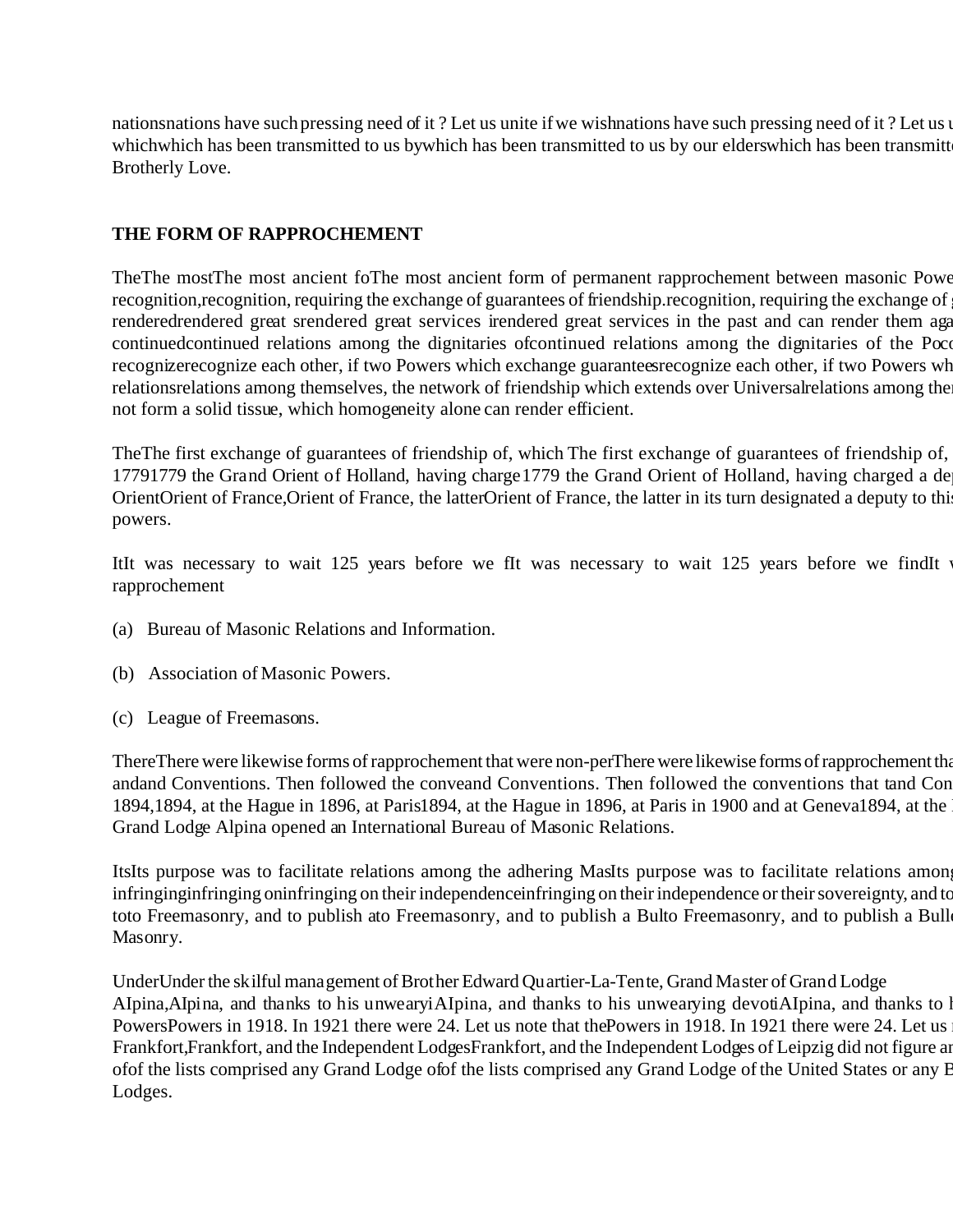nationsnations have such pressing need of it ? Let us unite if we wishnations have such pressing need of it ? Let us u
whichwhich has been transmitted to us bywhich has been transmitted to us by our elderswhich has been transmitt
Brotherly Love.

**THE FORM OF RAPPROCHEMENT**

TheThe mostThe most ancient foThe most ancient form of permanent rapprochement between masonic Powe
recognition,recognition, requiring the exchange of guarantees of friendship.recognition, requiring the exchange of g
renderedrendered great srendered great services irendered great services in the past and can render them aga
continuedcontinued relations among the dignitaries ofcontinued relations among the dignitaries of the Poco
recognizerecognize each other, if two Powers which exchange guaranteesrecognize each other, if two Powers wh
relationsrelations among themselves, the network of friendship which extends over Universalrelations among ther
not form a solid tissue, which homogeneity alone can render efficient.

TheThe first exchange of guarantees of friendship of, which The first exchange of guarantees of friendship of,
17791779 the Grand Orient of Holland, having charge1779 the Grand Orient of Holland, having charged a dep
OrientOrient of France,Orient of France, the latterOrient of France, the latter in its turn designated a deputy to this
powers.

ItIt was necessary to wait 125 years before we fIt was necessary to wait 125 years before we findIt w
rapprochement

(a) Bureau of Masonic Relations and Information.

(b) Association of Masonic Powers.

(c) League of Freemasons.

ThereThere were likewise forms of rapprochement that were non-perThere were likewise forms of rapprochement tha
andand Conventions. Then followed the conveand Conventions. Then followed the conventions that tand Con
1894,1894, at the Hague in 1896, at Paris1894, at the Hague in 1896, at Paris in 1900 and at Geneva1894, at the
Grand Lodge Alpina opened an International Bureau of Masonic Relations.

ItsIts purpose was to facilitate relations among the adhering MasIts purpose was to facilitate relations among
infringinginfringing oninfringing on their independenceinfringing on their independence or their sovereignty, and to
toto Freemasonry, and to publish ato Freemasonry, and to publish a Bulto Freemasonry, and to publish a Bulle
Masonry.

UnderUnder the skilful management of Brother Edward Quartier-La-Tente, Grand Master of Grand Lodge
AIpina,AIpina, and thanks to his unwearyiAIpina, and thanks to his unwearying devotiAIpina, and thanks to h
PowersPowers in 1918. In 1921 there were 24. Let us note thePowers in 1918. In 1921 there were 24. Let us n
Frankfort,Frankfort, and the Independent LodgesFrankfort, and the Independent Lodges of Leipzig did not figure an
ofof the lists comprised any Grand Lodge ofof the lists comprised any Grand Lodge of the United States or any B
Lodges.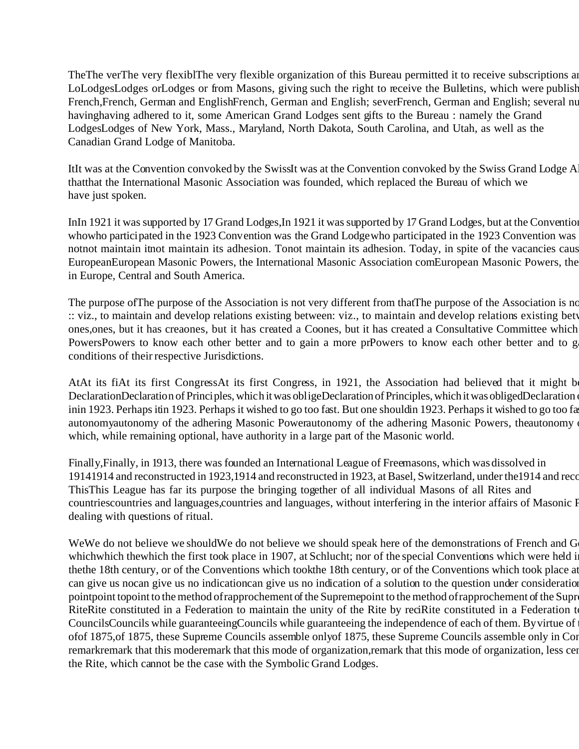The very flexible organization of this Bureau permitted it to receive subscriptions an Lodges or from Masons, giving such the right to receive the Bulletins, which were publish French, German and English; several nu having adhered to it, some American Grand Lodges sent gifts to the Bureau : namely the Grand Lodges of New York, Mass., Maryland, North Dakota, South Carolina, and Utah, as well as the Canadian Grand Lodge of Manitoba.

It was at the Convention convoked by the Swiss Grand Lodge Al that the International Masonic Association was founded, which replaced the Bureau of which we have just spoken.

In 1921 it was supported by 17 Grand Lodges, but at the Conventio who participated in the 1923 Convention was the Grand Lodge not maintain its adhesion. Today, in spite of the vacancies caus European Masonic Powers, the International Masonic Association com in Europe, Central and South America.

The purpose of the Association is not very different from that :: viz., to maintain and develop relations existing betw ones, but it has created a Consultative Committee which Powers to know each other better and to gain a more pr conditions of their respective Jurisdictions.

At its first Congress, in 1921, the Association had believed that it might be Declaration of Principles, which it was obliged in 1923. Perhaps it wished to go too fast. But one should autonomy of the adhering Masonic Powers, the which, while remaining optional, have authority in a large part of the Masonic world.

Finally, in 1913, there was founded an International League of Freemasons, which was dissolved in 1914 and reconstructed in 1923, at Basel, Switzerland, under the This League has far its purpose the bringing together of all individual Masons of all Rites and countries and languages, without interfering in the interior affairs of Masonic P dealing with questions of ritual.

We do not believe we should speak here of the demonstrations of French and Ge which the first took place in 1907, at Schlucht; nor of the special Conventions which were held i the 18th century, or of the Conventions which took place at can give us no indication of a solution to the question under consideratio point to the method of rapprochement of the Supre Rite constituted in a Federation to maintain the unity of the Rite by reci Councils while guaranteeing the independence of each of them. By virtue of t of 1875, these Supreme Councils assemble only in Con remark that this mode of organization, less cen the Rite, which cannot be the case with the Symbolic Grand Lodges.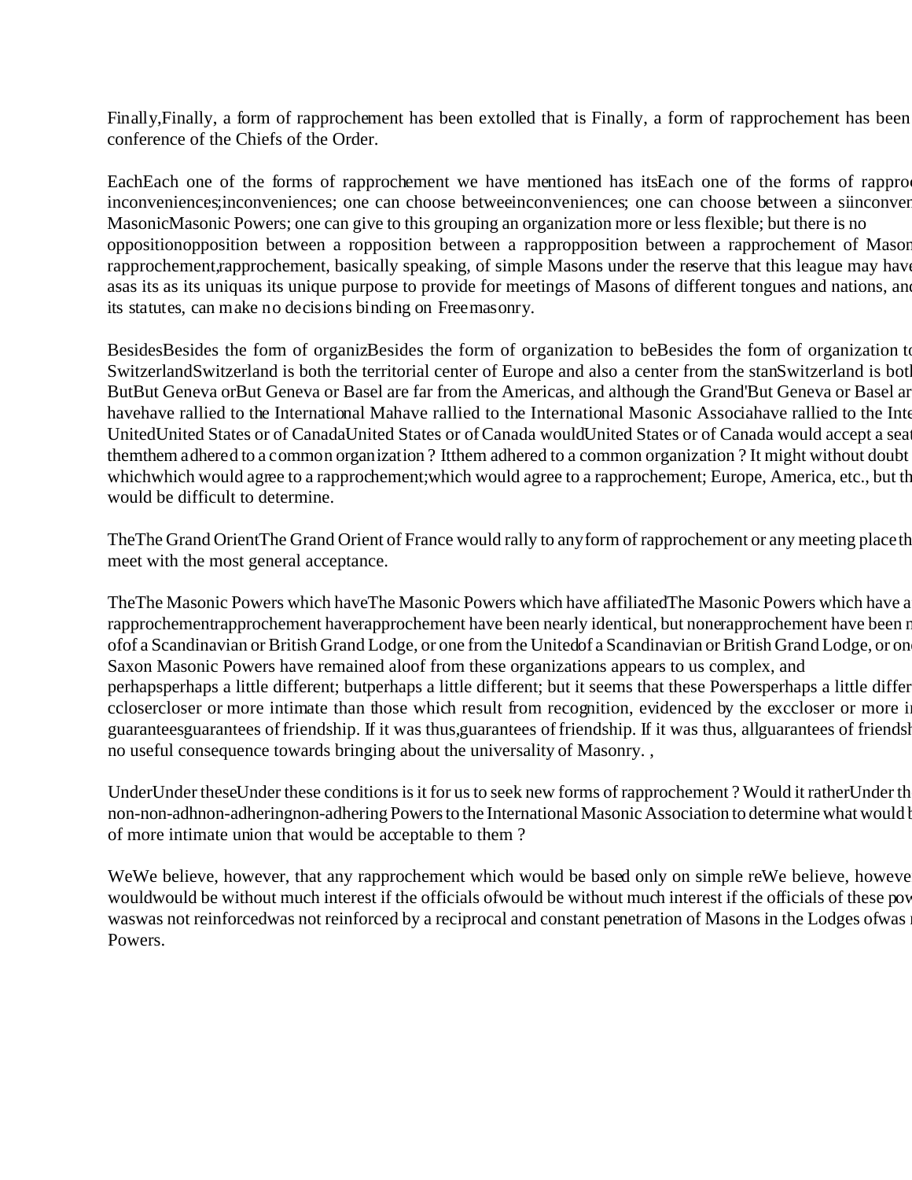Finally, a form of rapprochement has been extolled that is conference of the Chiefs of the Order.

Each one of the forms of rapprochement we have mentioned has its inconveniences; one can choose between a si Masonic Powers; one can give to this grouping an organization more or less flexible; but there is no opposition between a rapprochement of Mason rapprochement, basically speaking, of simple Masons under the reserve that this league may have as its unique purpose to provide for meetings of Masons of different tongues and nations, and its statutes, can make no decisions binding on Freemasonry.

Besides the form of organization to be Switzerland is both the territorial center of Europe and also a center from the stan But Geneva or Basel are far from the Americas, and although the Grand have rallied to the International Masonic Associa United States or of Canada would accept a seat them adhered to a common organization ? It might without doubt which would agree to a rapprochement; Europe, America, etc., but th would be difficult to determine.

The Grand Orient of France would rally to any form of rapprochement or any meeting place th meet with the most general acceptance.

The Masonic Powers which have affiliated rapprochement have been nearly identical, but none of a Scandinavian or British Grand Lodge, or one from the United Saxon Masonic Powers have remained aloof from these organizations appears to us complex, and perhaps a little different; but it seems that these Powers closer or more intimate than those which result from recognition, evidenced by the exc guarantees of friendship. If it was thus, all no useful consequence towards bringing about the universality of Masonry. ,

Under these conditions is it for us to seek new forms of rapprochement ? Would it rather non-adhering Powers to the International Masonic Association to determine what would b of more intimate union that would be acceptable to them ?

We believe, however, that any rapprochement which would be based only on simple re would be without much interest if the officials of these pow was not reinforced by a reciprocal and constant penetration of Masons in the Lodges of Powers.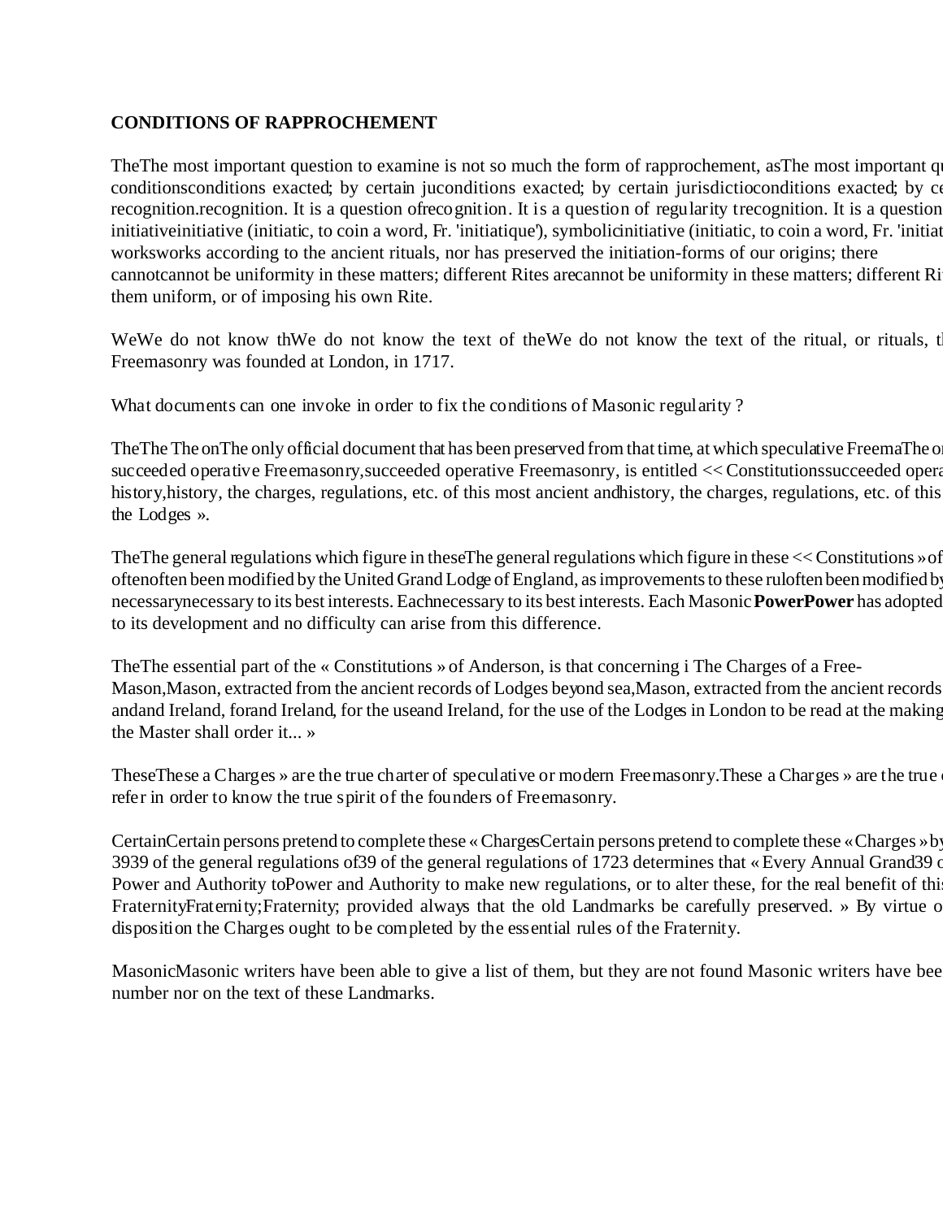**CONDITIONS OF RAPPROCHEMENT**

TheThe most important question to examine is not so much the form of rapprochement, asThe most important qu conditionsconditions exacted; by certain juconditions exacted; by certain jurisdictioconditions exacted; by ce recognition.recognition. It is a question ofrecognition. It is a question of regularity trecognition. It is a question initiativeinitiative (initiatic, to coin a word, Fr. 'initiatique'), symbolicinitiative (initiatic, to coin a word, Fr. 'initiat worksworks according to the ancient rituals, nor has preserved the initiation-forms of our origins; there cannotcannot be uniformity in these matters; different Rites arecannot be uniformity in these matters; different Ri them uniform, or of imposing his own Rite.

WeWe do not know thWe do not know the text of theWe do not know the text of the ritual, or rituals, t Freemasonry was founded at London, in 1717.

What documents can one invoke in order to fix the conditions of Masonic regularity ?

TheThe The onThe only official document that has been preserved from that time, at which speculative FreemaThe o succeeded operative Freemasonry,succeeded operative Freemasonry, is entitled << Constitutionssucceeded opera history,history, the charges, regulations, etc. of this most ancient andhistory, the charges, regulations, etc. of this the Lodges ».

TheThe general regulations which figure in theseThe general regulations which figure in these << Constitutions » of oftenoften been modified by the United Grand Lodge of England, as improvements to these ruloften been modified by necessarynecessary to its best interests. Eachnecessary to its best interests. Each Masonic **PowerPower** has adopted to its development and no difficulty can arise from this difference.

TheThe essential part of the « Constitutions » of Anderson, is that concerning i The Charges of a Free-Mason,Mason, extracted from the ancient records of Lodges beyond sea,Mason, extracted from the ancient records andand Ireland, forand Ireland, for the useand Ireland, for the use of the Lodges in London to be read at the making the Master shall order it... »

TheseThese a Charges » are the true charter of speculative or modern Freemasonry.These a Charges » are the true refer in order to know the true spirit of the founders of Freemasonry.

CertainCertain persons pretend to complete these « ChargesCertain persons pretend to complete these « Charges » by 3939 of the general regulations of39 of the general regulations of 1723 determines that « Every Annual Grand39 Power and Authority toPower and Authority to make new regulations, or to alter these, for the real benefit of thi FraternityFraternity;Fraternity; provided always that the old Landmarks be carefully preserved. » By virtue o disposition the Charges ought to be completed by the essential rules of the Fraternity.

MasonicMasonic writers have been able to give a list of them, but they are not found Masonic writers have bee number nor on the text of these Landmarks.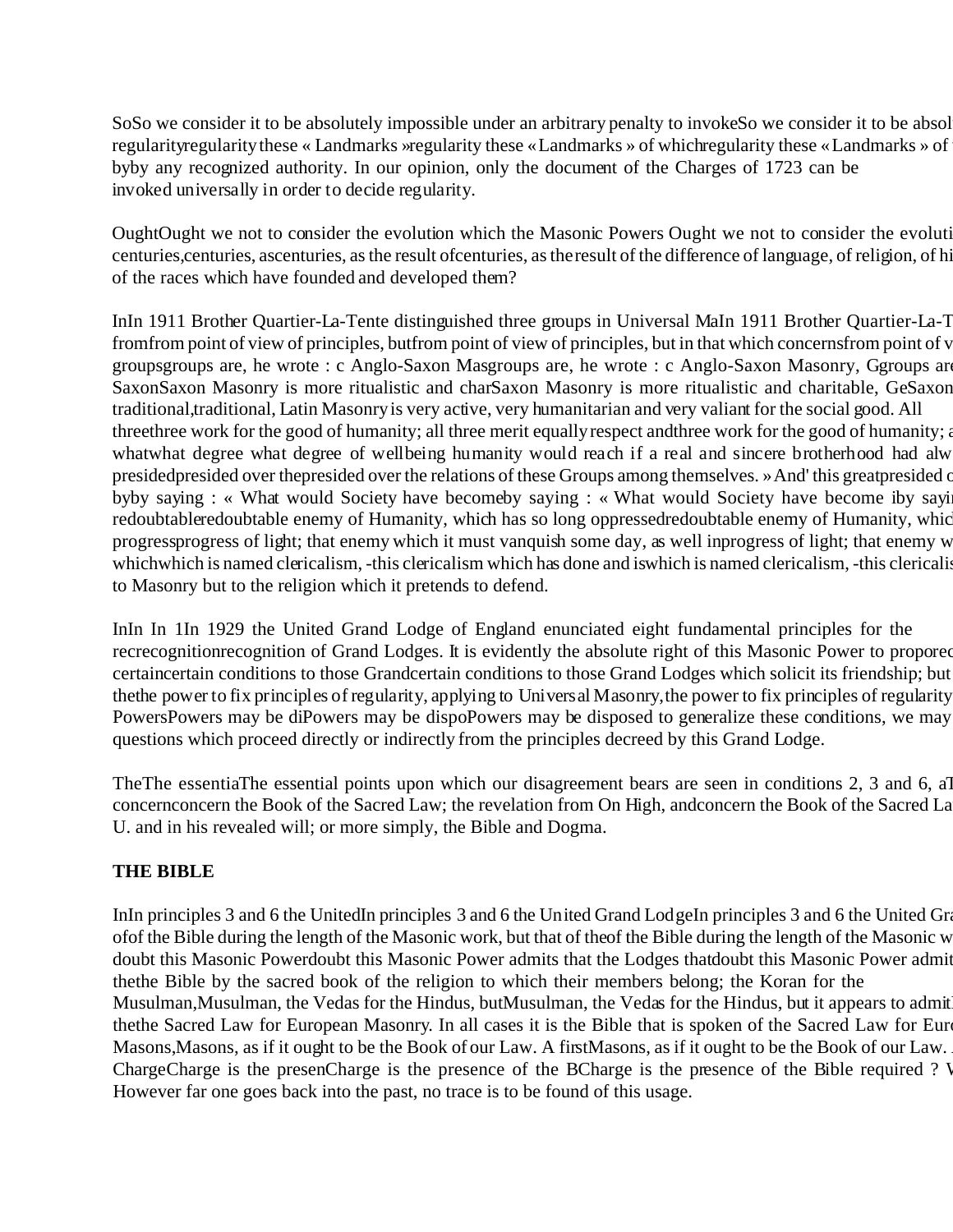SoSo we consider it to be absolutely impossible under an arbitrary penalty to invokeSo we consider it to be absol regularityregularity these « Landmarks »regularity these « Landmarks » of whichregularity these « Landmarks » of byby any recognized authority. In our opinion, only the document of the Charges of 1723 can be invoked universally in order to decide regularity.

OughtOught we not to consider the evolution which the Masonic Powers Ought we not to consider the evoluti centuries,centuries, ascenturies, as the result ofcenturies, as the result of the difference of language, of religion, of hi of the races which have founded and developed them?

InIn 1911 Brother Quartier-La-Tente distinguished three groups in Universal MaIn 1911 Brother Quartier-La-T fromfrom point of view of principles, butfrom point of view of principles, but in that which concernsfrom point of v groupsgroups are, he wrote : c Anglo-Saxon Masgroups are, he wrote : c Anglo-Saxon Masonry, Ggroups are SaxonSaxon Masonry is more ritualistic and charSaxon Masonry is more ritualistic and charitable, GeSaxon traditional,traditional, Latin Masonry is very active, very humanitarian and very valiant for the social good. All threethree work for the good of humanity; all three merit equally respect andthree work for the good of humanity; whatwhat degree what degree of wellbeing humanity would reach if a real and sincere brotherhood had alw presidedpresided over thepresided over the relations of these Groups among themselves. » And' this greatpresided o byby saying : « What would Society have becomeby saying : « What would Society have become iby sayi redoubtableredoubtable enemy of Humanity, which has so long oppressedredoubtable enemy of Humanity, whic progressprogress of light; that enemy which it must vanquish some day, as well inprogress of light; that enemy w whichwhich is named clericalism, -this clericalism which has done and iswhich is named clericalism, -this clericali to Masonry but to the religion which it pretends to defend.

InIn In 1In 1929 the United Grand Lodge of England enunciated eight fundamental principles for the recrecognitionrecognition of Grand Lodges. It is evidently the absolute right of this Masonic Power to propore certaincertain conditions to those Grandcertain conditions to those Grand Lodges which solicit its friendship; but thethe power to fix principles of regularity, applying to Universal Masonry,the power to fix principles of regularity PowersPowers may be diPowers may be dispoPowers may be disposed to generalize these conditions, we may questions which proceed directly or indirectly from the principles decreed by this Grand Lodge.

TheThe essentiaThe essential points upon which our disagreement bears are seen in conditions 2, 3 and 6, aT concernconcern the Book of the Sacred Law; the revelation from On High, andconcern the Book of the Sacred La U. and in his revealed will; or more simply, the Bible and Dogma.

**THE BIBLE**

InIn principles 3 and 6 the UnitedIn principles 3 and 6 the United Grand LodgeIn principles 3 and 6 the United Gra ofof the Bible during the length of the Masonic work, but that of theof the Bible during the length of the Masonic w doubt this Masonic Powerdoubt this Masonic Power admits that the Lodges thatdoubt this Masonic Power admit thethe Bible by the sacred book of the religion to which their members belong; the Koran for the Musulman,Musulman, the Vedas for the Hindus, butMusulman, the Vedas for the Hindus, but it appears to admit thethe Sacred Law for European Masonry. In all cases it is the Bible that is spoken of the Sacred Law for Eur Masons,Masons, as if it ought to be the Book of our Law. A firstMasons, as if it ought to be the Book of our Law. ChargeCharge is the presenCharge is the presence of the BCharge is the presence of the Bible required ? However far one goes back into the past, no trace is to be found of this usage.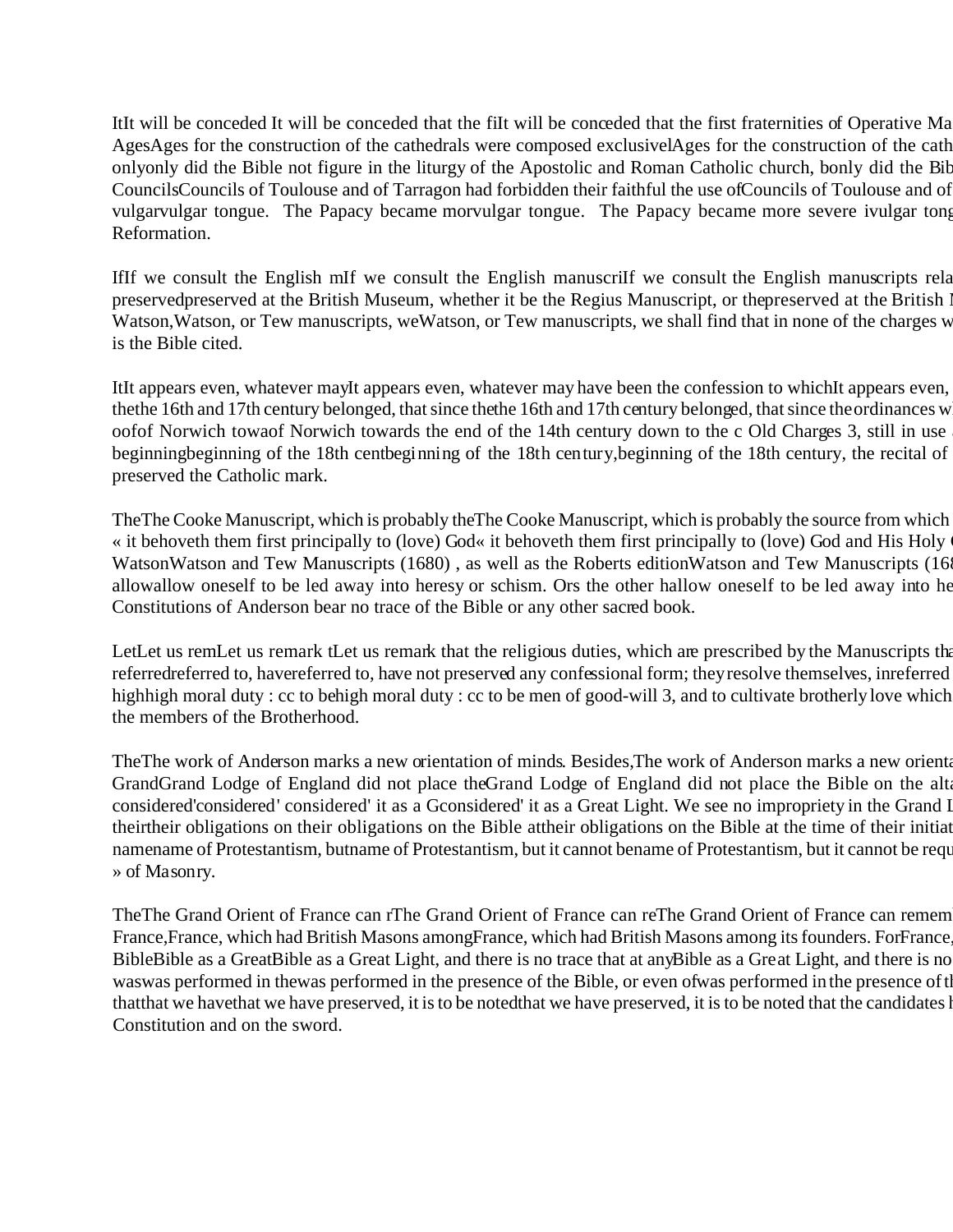ItIt will be conceded It will be conceded that the fiIt will be conceded that the first fraternities of Operative Ma AgesAges for the construction of the cathedrals were composed exclusivelAges for the construction of the cath onlyonly did the Bible not figure in the liturgy of the Apostolic and Roman Catholic church, bonly did the Bib CouncilsCouncils of Toulouse and of Tarragon had forbidden their faithful the use ofCouncils of Toulouse and of vulgarvulgar tongue. The Papacy became morvulgar tongue. The Papacy became more severe ivulgar tong Reformation.

IfIf we consult the English mIf we consult the English manuscriIf we consult the English manuscripts rela preservedpreserved at the British Museum, whether it be the Regius Manuscript, or thepreserved at the British I Watson,Watson, or Tew manuscripts, weWatson, or Tew manuscripts, we shall find that in none of the charges w is the Bible cited.

ItIt appears even, whatever mayIt appears even, whatever may have been the confession to whichIt appears even, thethe 16th and 17th century belonged, that since thethe 16th and 17th century belonged, that since the ordinances w oofof Norwich towaof Norwich towards the end of the 14th century down to the c Old Charges 3, still in use beginningbeginning of the 18th centbeginning of the 18th century,beginning of the 18th century, the recital of preserved the Catholic mark.

TheThe Cooke Manuscript, which is probably theThe Cooke Manuscript, which is probably the source from which « it behoveth them first principally to (love) God« it behoveth them first principally to (love) God and His Holy WatsonWatson and Tew Manuscripts (1680) , as well as the Roberts editionWatson and Tew Manuscripts (168 allowallow oneself to be led away into heresy or schism. Ors the other hallow oneself to be led away into he Constitutions of Anderson bear no trace of the Bible or any other sacred book.

LetLet us remLet us remark tLet us remark that the religious duties, which are prescribed by the Manuscripts tha referredreferred to, havereferred to, have not preserved any confessional form; they resolve themselves, inreferred highhigh moral duty : cc to behigh moral duty : cc to be men of good-will 3, and to cultivate brotherly love which the members of the Brotherhood.

TheThe work of Anderson marks a new orientation of minds. Besides,The work of Anderson marks a new orienta GrandGrand Lodge of England did not place theGrand Lodge of England did not place the Bible on the alta considered'considered' considered' it as a Gconsidered' it as a Great Light. We see no impropriety in the Grand L theirtheir obligations on their obligations on the Bible attheir obligations on the Bible at the time of their initiat namename of Protestantism, butname of Protestantism, but it cannot bename of Protestantism, but it cannot be requ » of Masonry.

TheThe Grand Orient of France can rThe Grand Orient of France can reThe Grand Orient of France can remem France,France, which had British Masons amongFrance, which had British Masons among its founders. ForFrance, BibleBible as a GreatBible as a Great Light, and there is no trace that at anyBible as a Great Light, and there is no waswas performed in thewas performed in the presence of the Bible, or even ofwas performed in the presence of th thatthat we havethat we have preserved, it is to be notedthat we have preserved, it is to be noted that the candidates h Constitution and on the sword.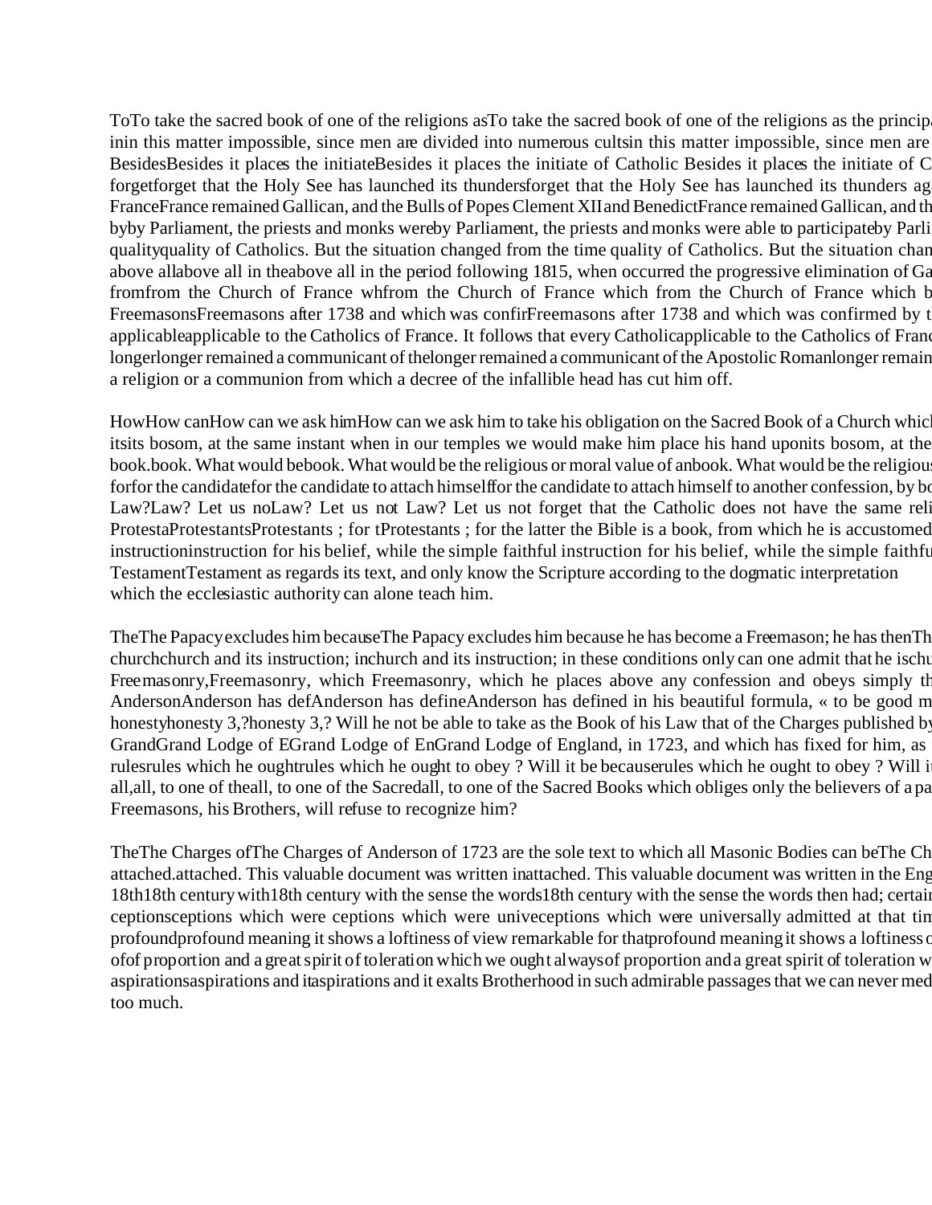ToTo take the sacred book of one of the religions asTo take the sacred book of one of the religions as the principa inin this matter impossible, since men are divided into numerous cultsin this matter impossible, since men are BesidesBesides it places the initiateBesides it places the initiate of Catholic Besides it places the initiate of C forgetforget that the Holy See has launched its thundersforget that the Holy See has launched its thunders ag FranceFrance remained Gallican, and the Bulls of Popes Clement XII and BenedictFrance remained Gallican, and th byby Parliament, the priests and monks wereby Parliament, the priests and monks were able to participateby Parli qualityquality of Catholics. But the situation changed from the time quality of Catholics. But the situation chan above allabove all in theabove all in the period following 1815, when occurred the progressive elimination of Ga fromfrom the Church of France whfrom the Church of France which from the Church of France which b FreemasonsFreemasons after 1738 and which was confirFreemasons after 1738 and which was confirmed by t applicableapplicable to the Catholics of France. It follows that every Catholicapplicable to the Catholics of Franc longerlonger remained a communicant of thelonger remained a communicant of the Apostolic Romanlonger remain a religion or a communion from which a decree of the infallible head has cut him off.

HowHow canHow can we ask himHow can we ask him to take his obligation on the Sacred Book of a Church which itsits bosom, at the same instant when in our temples we would make him place his hand uponits bosom, at the book.book. What would bebook. What would be the religious or moral value of anbook. What would be the religious forfor the candidatefor the candidate to attach himselffor the candidate to attach himself to another confession, by bo Law?Law? Let us noLaw? Let us not Law? Let us not forget that the Catholic does not have the same reli ProtestaProtestantsProtestants ; for tProtestants ; for the latter the Bible is a book, from which he is accustomed instructioninstruction for his belief, while the simple faithful instruction for his belief, while the simple faithfu TestamentTestament as regards its text, and only know the Scripture according to the dogmatic interpretation which the ecclesiastic authority can alone teach him.

TheThe Papacy excludes him becauseThe Papacy excludes him because he has become a Freemason; he has thenTh churchchurch and its instruction; inchurch and its instruction; in these conditions only can one admit that he ischu Freemasonry,Freemasonry, which Freemasonry, which he places above any confession and obeys simply th AndersonAnderson has defAnderson has defineAnderson has defined in his beautiful formula, « to be good m honestyhonesty 3,?honesty 3,? Will he not be able to take as the Book of his Law that of the Charges published by GrandGrand Lodge of EGrand Lodge of EnGrand Lodge of England, in 1723, and which has fixed for him, as rulesrules which he oughtrules which he ought to obey ? Will it be becauserules which he ought to obey ? Will i all,all, to one of theall, to one of the Sacredall, to one of the Sacred Books which obliges only the believers of a pa Freemasons, his Brothers, will refuse to recognize him?

TheThe Charges ofThe Charges of Anderson of 1723 are the sole text to which all Masonic Bodies can beThe Ch attached.attached. This valuable document was written inattached. This valuable document was written in the Eng 18th18th century with18th century with the sense the words18th century with the sense the words then had; certai ceptionsceptions which were ceptions which were univeceptions which were universally admitted at that tim profoundprofound meaning it shows a loftiness of view remarkable for thatprofound meaning it shows a loftiness o ofof proportion and a great spirit of toleration which we ought alwaysof proportion and a great spirit of toleration w aspirationsaspirations and itaspirations and it exalts Brotherhood in such admirable passages that we can never med too much.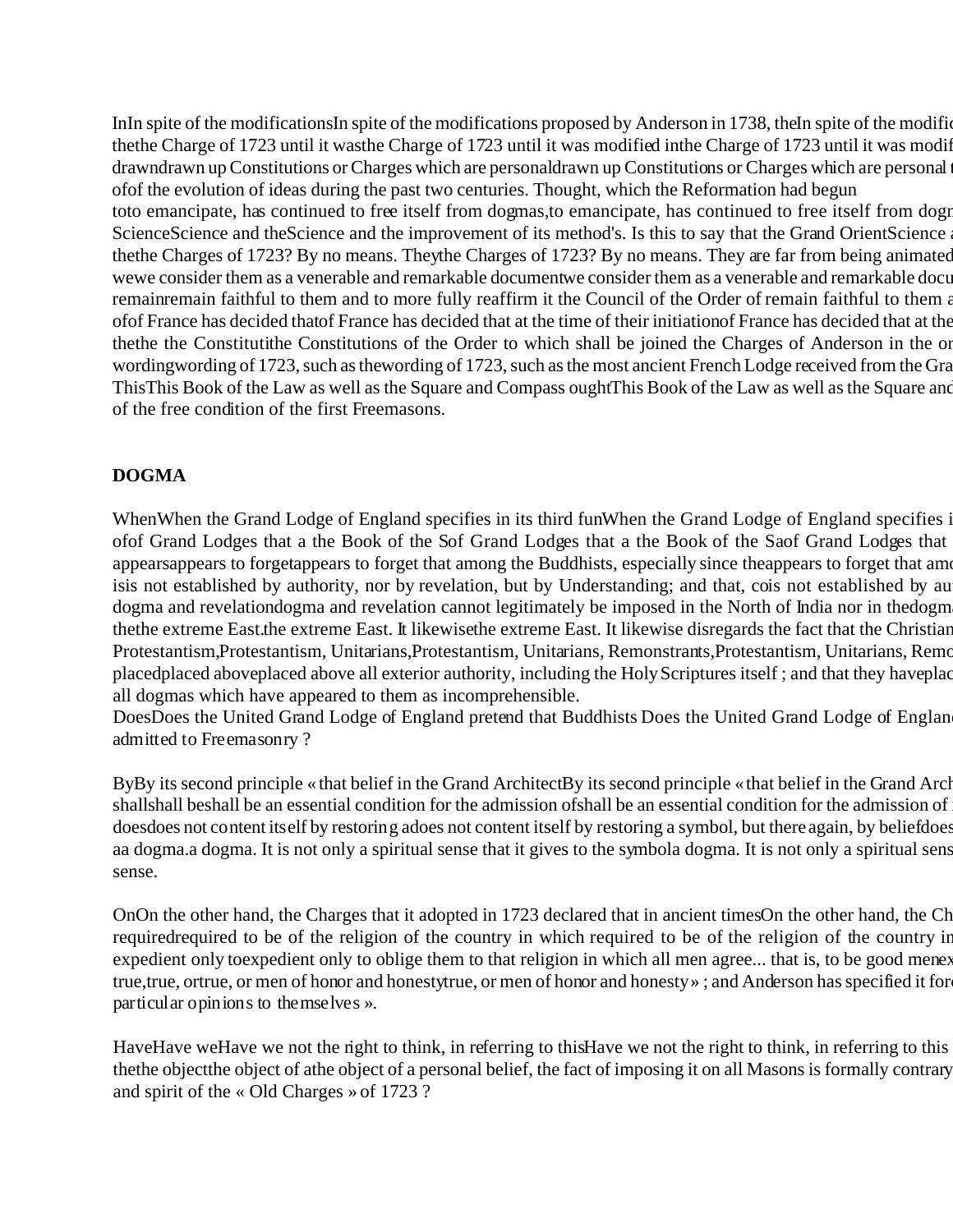In spite of the modifications proposed by Anderson in 1738, the
the Charge of 1723 until it was modified in
drawn up Constitutions or Charges which are personal
of the evolution of ideas during the past two centuries. Thought, which the Reformation had begun
to emancipate, has continued to free itself from dogmas,
Science and the improvement of its method's. Is this to say that the Grand Orient
the Charges of 1723? By no means. They are far from being animated
we consider them as a venerable and remarkable document
remain faithful to them and to more fully reaffirm it the Council of the Order of
of France has decided that at the time of their initiation
the Constitutions of the Order to which shall be joined the Charges of Anderson in the or
wording of 1723, such as the most ancient French Lodge received from the Gra
This Book of the Law as well as the Square and Compass ought
of the free condition of the first Freemasons.

**DOGMA**

When the Grand Lodge of England specifies in its third fun
of Grand Lodges that a the Book of the Sa
appears to forget that among the Buddhists, especially since the
is not established by authority, nor by revelation, but by Understanding; and that, co
dogma and revelation cannot legitimately be imposed in the North of India nor in the
the extreme East. It likewise disregards the fact that the Christian
Protestantism, Unitarians, Remonstrants,
placed above all exterior authority, including the Holy Scriptures itself ; and that they have
all dogmas which have appeared to them as incomprehensible.
Does the United Grand Lodge of England pretend that Buddhists
admitted to Freemasonry ?

By its second principle « that belief in the Grand Architect
shall be an essential condition for the admission of
does not content itself by restoring a symbol, but there again, by belief
a dogma. It is not only a spiritual sense that it gives to the symbol
sense.

On the other hand, the Charges that it adopted in 1723 declared that in ancient times
required to be of the religion of the country in which
expedient only to oblige them to that religion in which all men agree... that is, to be good men
true, or men of honor and honesty » ; and Anderson has specified it for
particular opinions to themselves ».

Have we not the right to think, in referring to this
the object of a personal belief, the fact of imposing it on all Masons is formally contrary
and spirit of the « Old Charges » of 1723 ?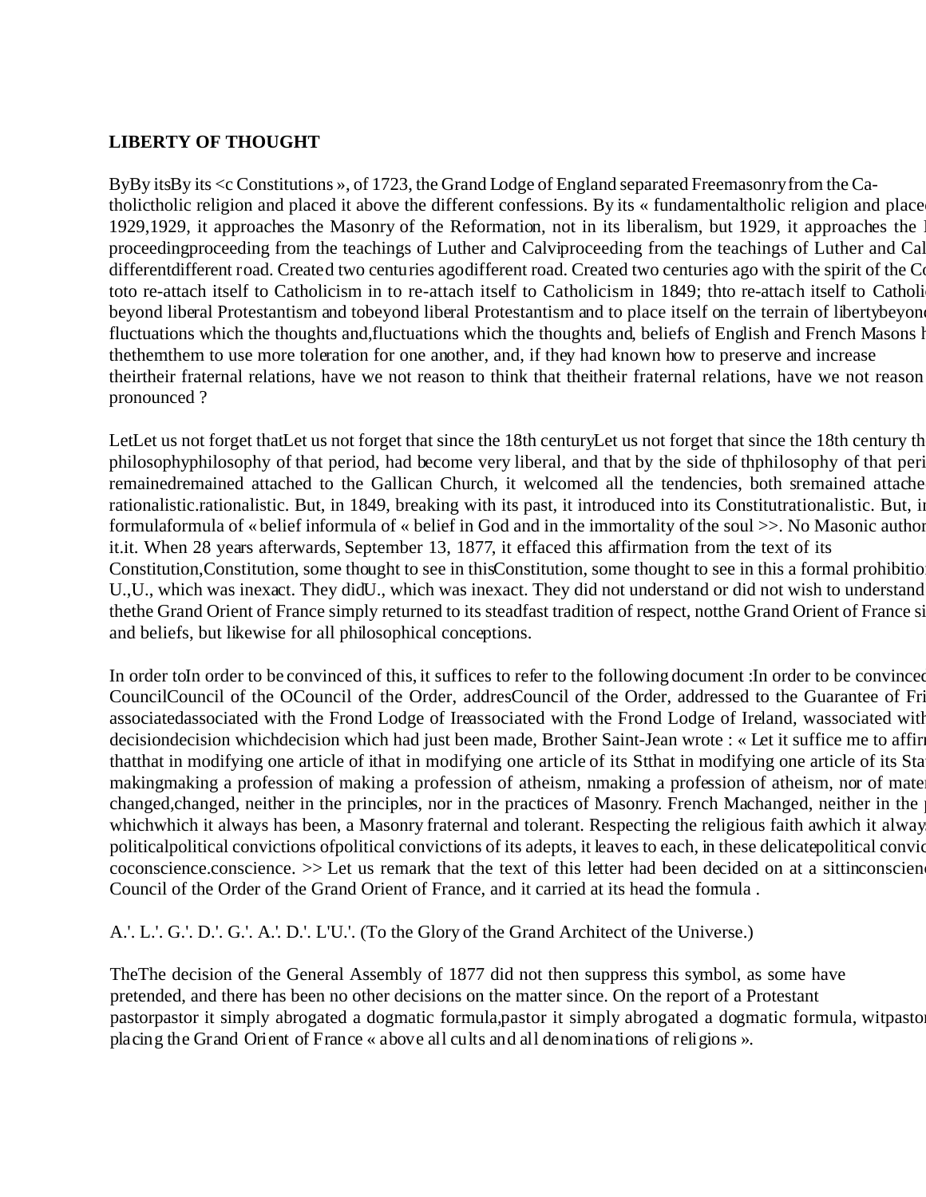**LIBERTY OF THOUGHT**

ByBy itsBy its <c Constitutions », of 1723, the Grand Lodge of England separated Freemasonry from the Ca-tholictholic religion and placed it above the different confessions. By its « fundamentaltholic religion and placed 1929,1929, it approaches the Masonry of the Reformation, not in its liberalism, but 1929, it approaches the proceedingproceeding from the teachings of Luther and Calviproceeding from the teachings of Luther and Cal differentdifferent road. Created two centuries agodifferent road. Created two centuries ago with the spirit of the Co toto re-attach itself to Catholicism in to re-attach itself to Catholicism in 1849; thto re-attach itself to Catholi beyond liberal Protestantism and tobeyond liberal Protestantism and to place itself on the terrain of libertybeyond fluctuations which the thoughts and,fluctuations which the thoughts and, beliefs of English and French Masons h themthem them to use more toleration for one another, and, if they had known how to preserve and increase theirtheir fraternal relations, have we not reason to think that theitheir fraternal relations, have we not reason pronounced ?

LetLet us not forget thatLet us not forget that since the 18th centuryLet us not forget that since the 18th century th philosophyphilosophy of that period, had become very liberal, and that by the side of thphilosophy of that peri remainedremained attached to the Gallican Church, it welcomed all the tendencies, both sremained attache rationalistic.rationalistic. But, in 1849, breaking with its past, it introduced into its Constitutrationalistic. But, in formulaformula of « belief informula of « belief in God and in the immortality of the soul >>. No Masonic author it.it. When 28 years afterwards, September 13, 1877, it effaced this affirmation from the text of its Constitution,Constitution, some thought to see in thisConstitution, some thought to see in this a formal prohibitio U.,U., which was inexact. They didU., which was inexact. They did not understand or did not wish to understand thethe Grand Orient of France simply returned to its steadfast tradition of respect, notthe Grand Orient of France si and beliefs, but likewise for all philosophical conceptions.

In order toIn order to be convinced of this, it suffices to refer to the following document :In order to be convinced CouncilCouncil of the OCouncil of the Order, addresCouncil of the Order, addressed to the Guarantee of Fri associatedassociated with the Frond Lodge of Ireassociated with the Frond Lodge of Ireland, wassociated with decisiondecision whichdecision which had just been made, Brother Saint-Jean wrote : « Let it suffice me to affir thatthat in modifying one article of ithat in modifying one article of its Stthat in modifying one article of its Sta makingmaking a profession of making a profession of atheism, nmaking a profession of atheism, nor of mate changed,changed, neither in the principles, nor in the practices of Masonry. French Machanged, neither in the whichwhich it always has been, a Masonry fraternal and tolerant. Respecting the religious faith awhich it alway politicalpolitical convictions ofpolitical convictions of its adepts, it leaves to each, in these delicatepolitical convic coconscience.conscience. >> Let us remark that the text of this letter had been decided on at a sittinconscien Council of the Order of the Grand Orient of France, and it carried at its head the formula .

A.'. L.'. G.'. D.'. G.'. A.'. D.'. L'U.'. (To the Glory of the Grand Architect of the Universe.)

TheThe decision of the General Assembly of 1877 did not then suppress this symbol, as some have pretended, and there has been no other decisions on the matter since. On the report of a Protestant pastorpastor it simply abrogated a dogmatic formula,pastor it simply abrogated a dogmatic formula, witpastor placing the Grand Orient of France « above all cults and all denominations of religions ».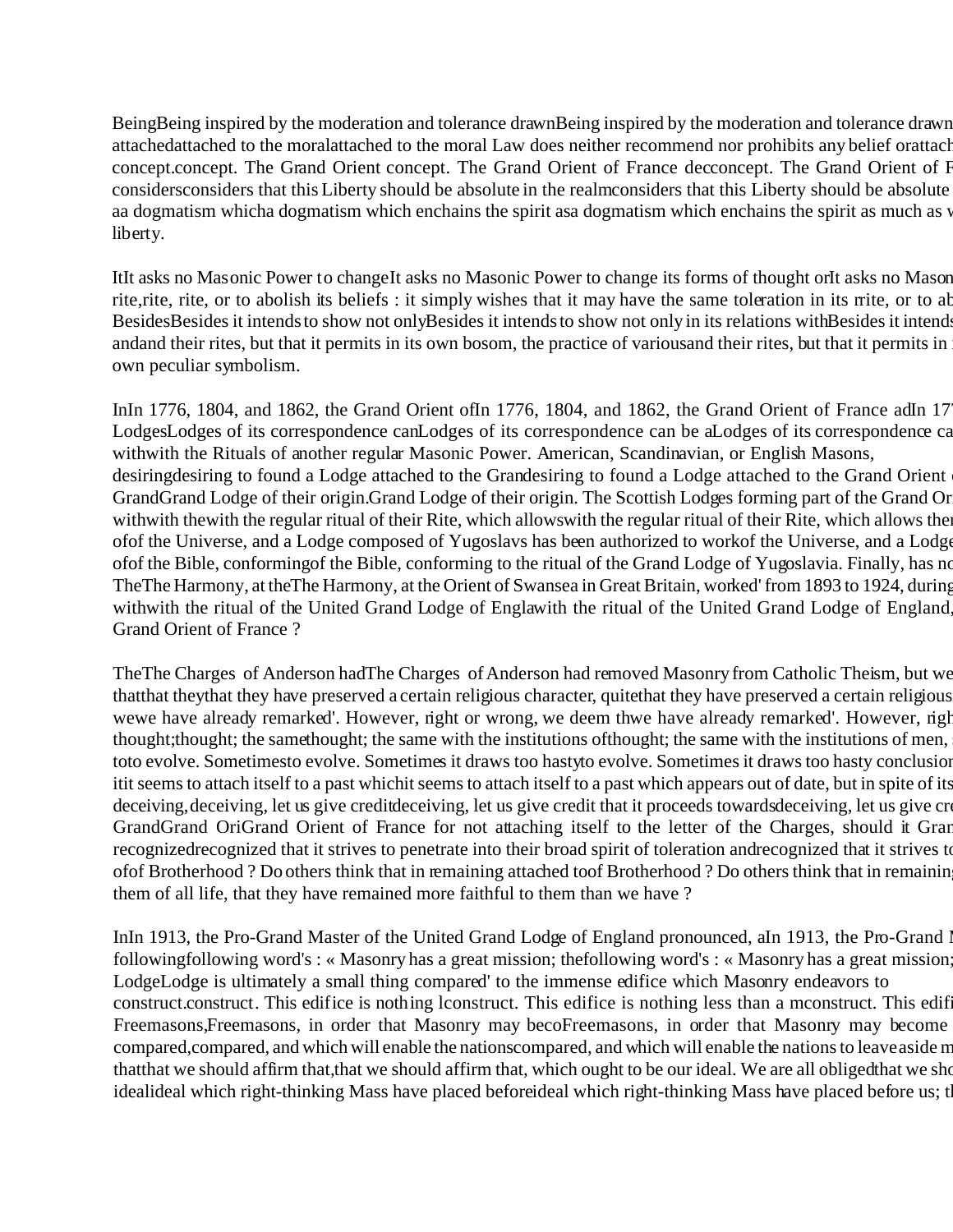BeingBeing inspired by the moderation and tolerance drawnBeing inspired by the moderation and tolerance drawn attachedattached to the moralattached to the moral Law does neither recommend nor prohibits any belief orattach concept.concept. The Grand Orient concept. The Grand Orient of France decconcept. The Grand Orient of F considersconsiders that this Liberty should be absolute in the realmconsiders that this Liberty should be absolute aa dogmatism whicha dogmatism which enchains the spirit asa dogmatism which enchains the spirit as much as v liberty.

ItIt asks no Masonic Power to changeIt asks no Masonic Power to change its forms of thought orIt asks no Mason rite,rite, rite, or to abolish its beliefs : it simply wishes that it may have the same toleration in its rrite, or to ab BesidesBesides it intends to show not onlyBesides it intends to show not only in its relations withBesides it intends andand their rites, but that it permits in its own bosom, the practice of variousand their rites, but that it permits in own peculiar symbolism.

InIn 1776, 1804, and 1862, the Grand Orient ofIn 1776, 1804, and 1862, the Grand Orient of France adIn 17 LodgesLodges of its correspondence canLodges of its correspondence can be aLodges of its correspondence ca withwith the Rituals of another regular Masonic Power. American, Scandinavian, or English Masons, desiringdesiring to found a Lodge attached to the Granddesiring to found a Lodge attached to the Grand Orient GrandGrand Lodge of their origin.Grand Lodge of their origin. The Scottish Lodges forming part of the Grand Or withwith thewith the regular ritual of their Rite, which allowswith the regular ritual of their Rite, which allows the ofof the Universe, and a Lodge composed of Yugoslavs has been authorized to workof the Universe, and a Lodge ofof the Bible, conformingof the Bible, conforming to the ritual of the Grand Lodge of Yugoslavia. Finally, has no TheThe Harmony, at theThe Harmony, at the Orient of Swansea in Great Britain, worked' from 1893 to 1924, during withwith the ritual of the United Grand Lodge of Englawith the ritual of the United Grand Lodge of England, Grand Orient of France ?

TheThe Charges of Anderson hadThe Charges of Anderson had removed Masonry from Catholic Theism, but we thatthat theythat they have preserved a certain religious character, quitethat they have preserved a certain religious wewe have already remarked'. However, right or wrong, we deem thwe have already remarked'. However, righ thought;thought; the samethought; the same with the institutions ofthought; the same with the institutions of men, toto evolve. Sometimesto evolve. Sometimes it draws too hastyto evolve. Sometimes it draws too hasty conclusion itit seems to attach itself to a past whichit seems to attach itself to a past which appears out of date, but in spite of its deceiving,deceiving, let us give creditdeceiving, let us give credit that it proceeds towardsdeceiving, let us give cre GrandGrand OriGrand Orient of France for not attaching itself to the letter of the Charges, should it Gran recognizedrecognized that it strives to penetrate into their broad spirit of toleration andrecognized that it strives to ofof Brotherhood ? Do others think that in remaining attached toof Brotherhood ? Do others think that in remaining them of all life, that they have remained more faithful to them than we have ?

InIn 1913, the Pro-Grand Master of the United Grand Lodge of England pronounced, aIn 1913, the Pro-Grand M followingfollowing word's : « Masonry has a great mission; thefollowing word's : « Masonry has a great mission; LodgeLodge is ultimately a small thing compared' to the immense edifice which Masonry endeavors to construct.construct. This edifice is nothing lconstruct. This edifice is nothing less than a mconstruct. This edifi Freemasons,Freemasons, in order that Masonry may becoFreemasons, in order that Masonry may become compared,compared, and which will enable the nationscompared, and which will enable the nations to leave aside m thatthat we should affirm that,that we should affirm that, which ought to be our ideal. We are all obligedthat we sho idealideal which right-thinking Mass have placed beforeideal which right-thinking Mass have placed before us; t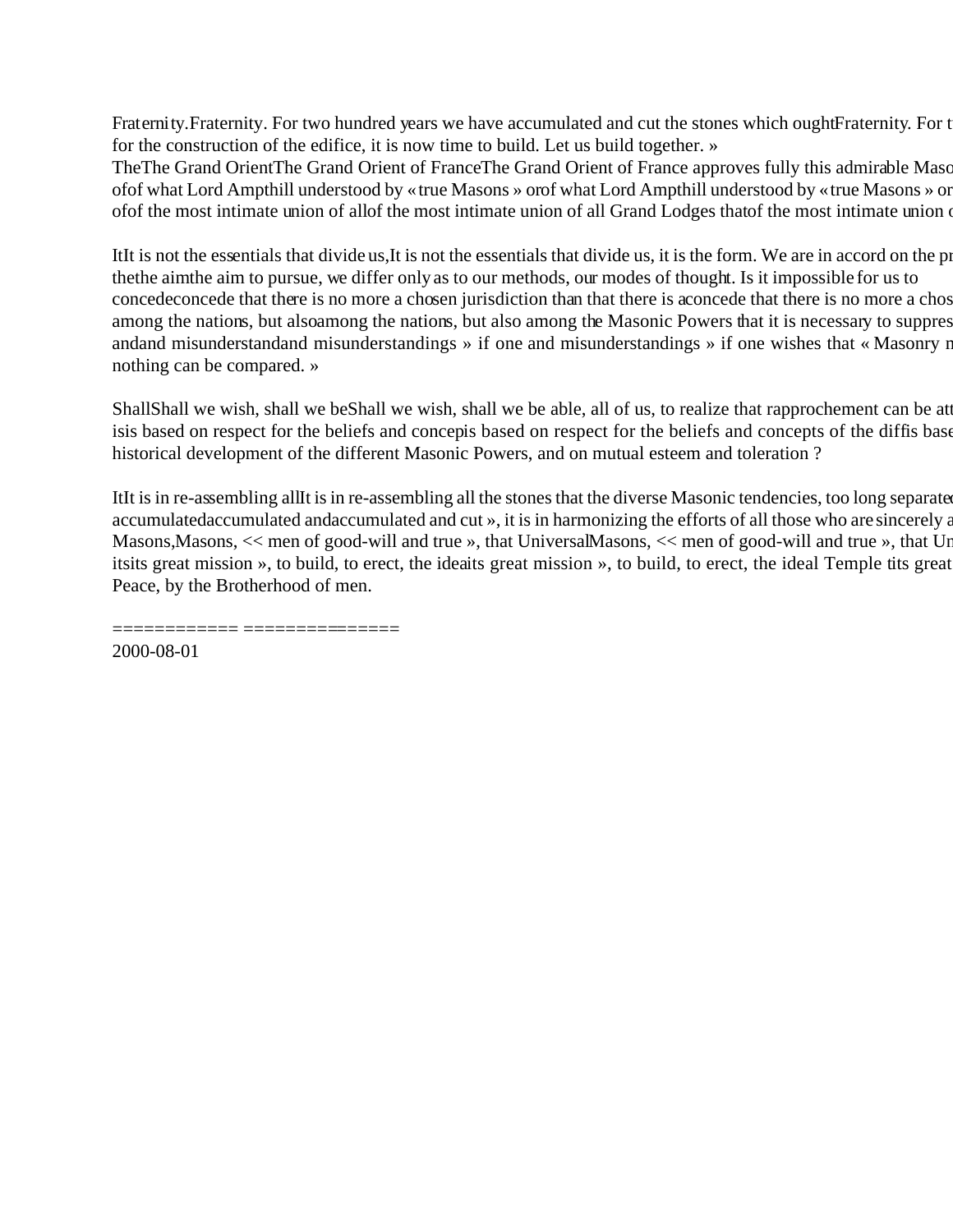Fraternity.Fraternity. For two hundred years we have accumulated and cut the stones which oughtFraternity. For t for the construction of the edifice, it is now time to build. Let us build together. »

TheThe Grand OrientThe Grand Orient of FranceThe Grand Orient of France approves fully this admirable Maso ofof what Lord Ampthill understood by « true Masons » orof what Lord Ampthill understood by « true Masons » or ofof the most intimate union of allof the most intimate union of all Grand Lodges thatof the most intimate union o

ItIt is not the essentials that divide us,It is not the essentials that divide us, it is the form. We are in accord on the pr thethe aimthe aim to pursue, we differ only as to our methods, our modes of thought. Is it impossible for us to concedeconcede that there is no more a chosen jurisdiction than that there is aconcede that there is no more a chos among the nations, but alsoamong the nations, but also among the Masonic Powers that it is necessary to suppres andand misunderstandand misunderstandings » if one and misunderstandings » if one wishes that « Masonry n nothing can be compared. »

ShallShall we wish, shall we beShall we wish, shall we be able, all of us, to realize that rapprochement can be att isis based on respect for the beliefs and concepis based on respect for the beliefs and concepts of the diffis base historical development of the different Masonic Powers, and on mutual esteem and toleration ?

ItIt is in re-assembling allIt is in re-assembling all the stones that the diverse Masonic tendencies, too long separated accumulatedaccumulated andaccumulated and cut », it is in harmonizing the efforts of all those who are sincerely a Masons,Masons, << men of good-will and true », that UniversalMasons, << men of good-will and true », that Un itsits great mission », to build, to erect, the ideaits great mission », to build, to erect, the ideal Temple tits great Peace, by the Brotherhood of men.

=========== ==============
2000-08-01